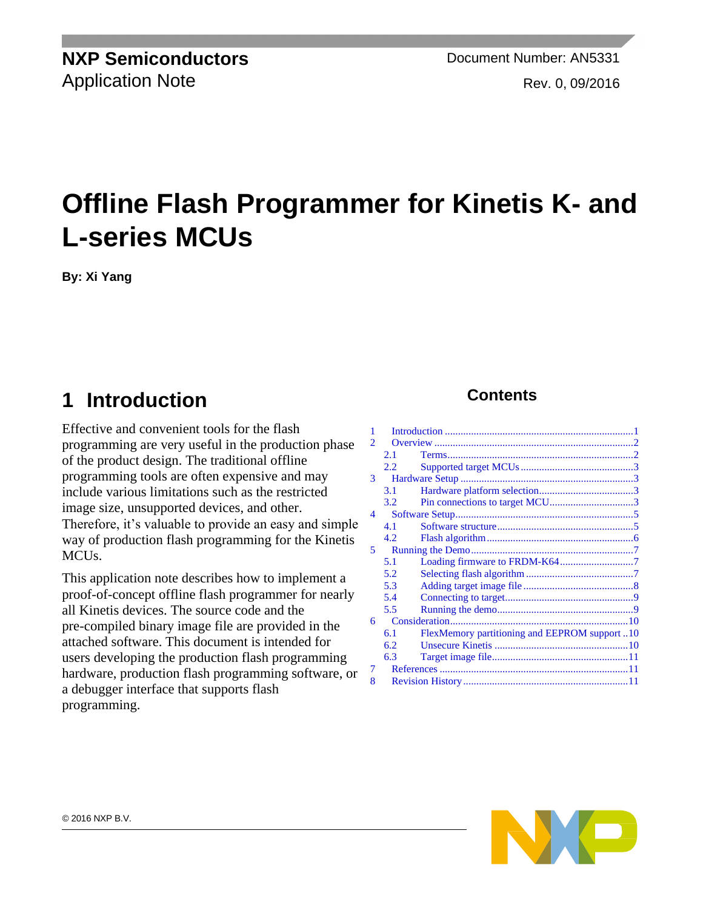NXP Semiconductors
Application Note

Document Number: AN5331
Rev. 0, 09/2016

# Offline Flash Programmer for Kinetis K- and L-series MCUs

**By: Xi Yang**

## 1 Introduction

Effective and convenient tools for the flash programming are very useful in the production phase of the product design. The traditional offline programming tools are often expensive and may include various limitations such as the restricted image size, unsupported devices, and other. Therefore, it's valuable to provide an easy and simple way of production flash programming for the Kinetis MCUs.

This application note describes how to implement a proof-of-concept offline flash programmer for nearly all Kinetis devices. The source code and the pre-compiled binary image file are provided in the attached software. This document is intended for users developing the production flash programming hardware, production flash programming software, or a debugger interface that supports flash programming.

### Contents

| | | |
|---|---|---|
| 1 | Introduction | 1 |
| 2 | Overview | 2 |
| 2.1 | Terms | 2 |
| 2.2 | Supported target MCUs | 3 |
| 3 | Hardware Setup | 3 |
| 3.1 | Hardware platform selection | 3 |
| 3.2 | Pin connections to target MCU | 3 |
| 4 | Software Setup | 5 |
| 4.1 | Software structure | 5 |
| 4.2 | Flash algorithm | 6 |
| 5 | Running the Demo | 7 |
| 5.1 | Loading firmware to FRDM-K64 | 7 |
| 5.2 | Selecting flash algorithm | 7 |
| 5.3 | Adding target image file | 8 |
| 5.4 | Connecting to target | 9 |
| 5.5 | Running the demo | 9 |
| 6 | Consideration | 10 |
| 6.1 | FlexMemory partitioning and EEPROM support | 10 |
| 6.2 | Unsecure Kinetis | 10 |
| 6.3 | Target image file | 11 |
| 7 | References | 11 |
| 8 | Revision History | 11 |

© 2016 NXP B.V.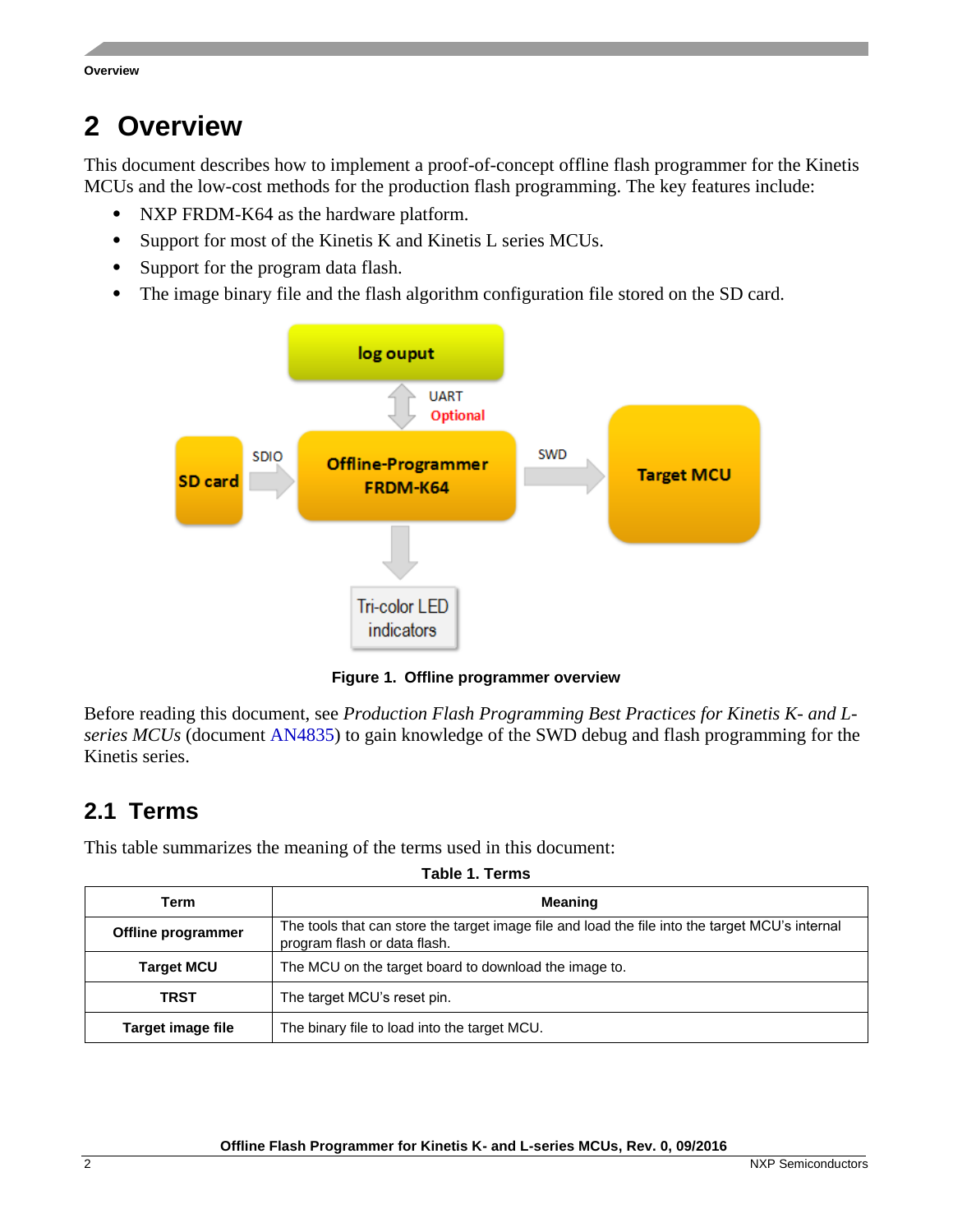# 2 Overview

This document describes how to implement a proof-of-concept offline flash programmer for the Kinetis MCUs and the low-cost methods for the production flash programming. The key features include:

- NXP FRDM-K64 as the hardware platform.
- Support for most of the Kinetis K and Kinetis L series MCUs.
- Support for the program data flash.
- The image binary file and the flash algorithm configuration file stored on the SD card.

**Figure 1. Offline programmer overview**

Before reading this document, see *Production Flash Programming Best Practices for Kinetis K- and L-series MCUs* (document AN4835) to gain knowledge of the SWD debug and flash programming for the Kinetis series.

## 2.1 Terms

This table summarizes the meaning of the terms used in this document:

**Table 1. Terms**

| Term | Meaning |
|---|---|
| **Offline programmer** | The tools that can store the target image file and load the file into the target MCU's internal program flash or data flash. |
| **Target MCU** | The MCU on the target board to download the image to. |
| **TRST** | The target MCU's reset pin. |
| **Target image file** | The binary file to load into the target MCU. |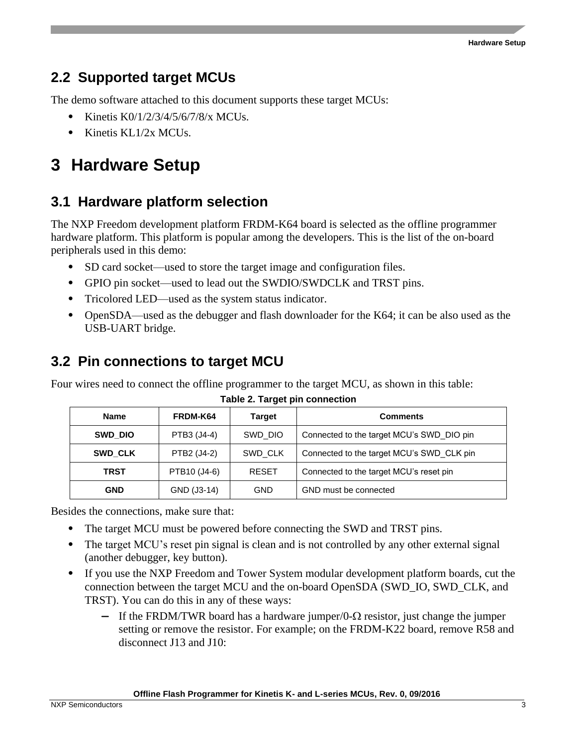## 2.2 Supported target MCUs

The demo software attached to this document supports these target MCUs:

- Kinetis K0/1/2/3/4/5/6/7/8/x MCUs.
- Kinetis KL1/2x MCUs.

# 3 Hardware Setup

## 3.1 Hardware platform selection

The NXP Freedom development platform FRDM-K64 board is selected as the offline programmer hardware platform. This platform is popular among the developers. This is the list of the on-board peripherals used in this demo:

- SD card socket—used to store the target image and configuration files.
- GPIO pin socket—used to lead out the SWDIO/SWDCLK and TRST pins.
- Tricolored LED—used as the system status indicator.
- OpenSDA—used as the debugger and flash downloader for the K64; it can be also used as the USB-UART bridge.

## 3.2 Pin connections to target MCU

Four wires need to connect the offline programmer to the target MCU, as shown in this table:

**Table 2. Target pin connection**

| Name | FRDM-K64 | Target | Comments |
|---|---|---|---|
| **SWD_DIO** | PTB3 (J4-4) | SWD_DIO | Connected to the target MCU's SWD_DIO pin |
| **SWD_CLK** | PTB2 (J4-2) | SWD_CLK | Connected to the target MCU's SWD_CLK pin |
| **TRST** | PTB10 (J4-6) | RESET | Connected to the target MCU's reset pin |
| **GND** | GND (J3-14) | GND | GND must be connected |

Besides the connections, make sure that:

- The target MCU must be powered before connecting the SWD and TRST pins.
- The target MCU's reset pin signal is clean and is not controlled by any other external signal (another debugger, key button).
- If you use the NXP Freedom and Tower System modular development platform boards, cut the connection between the target MCU and the on-board OpenSDA (SWD_IO, SWD_CLK, and TRST). You can do this in any of these ways:
  - If the FRDM/TWR board has a hardware jumper/0-Ω resistor, just change the jumper setting or remove the resistor. For example; on the FRDM-K22 board, remove R58 and disconnect J13 and J10: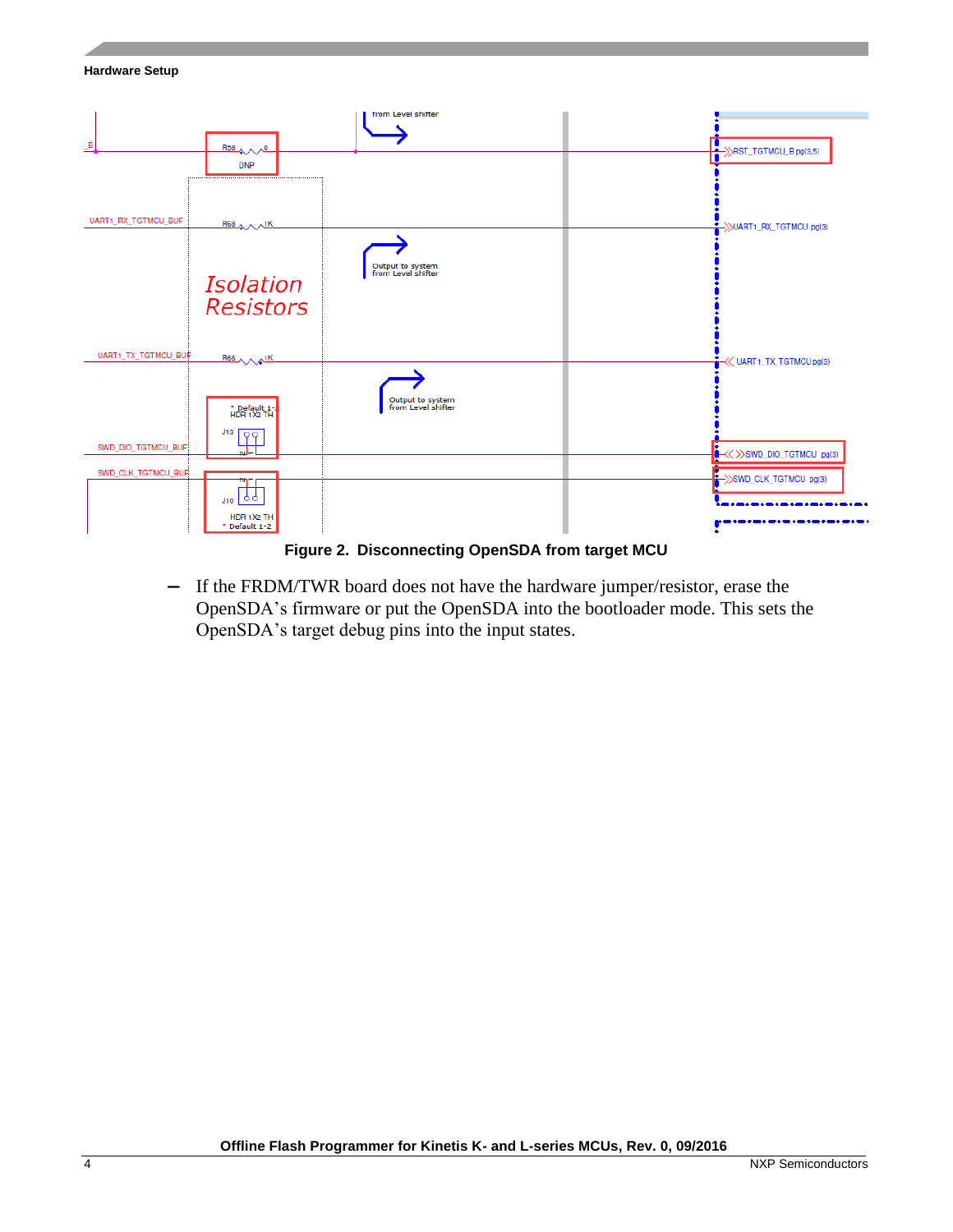Figure 2. Disconnecting OpenSDA from target MCU

– If the FRDM/TWR board does not have the hardware jumper/resistor, erase the OpenSDA's firmware or put the OpenSDA into the bootloader mode. This sets the OpenSDA's target debug pins into the input states.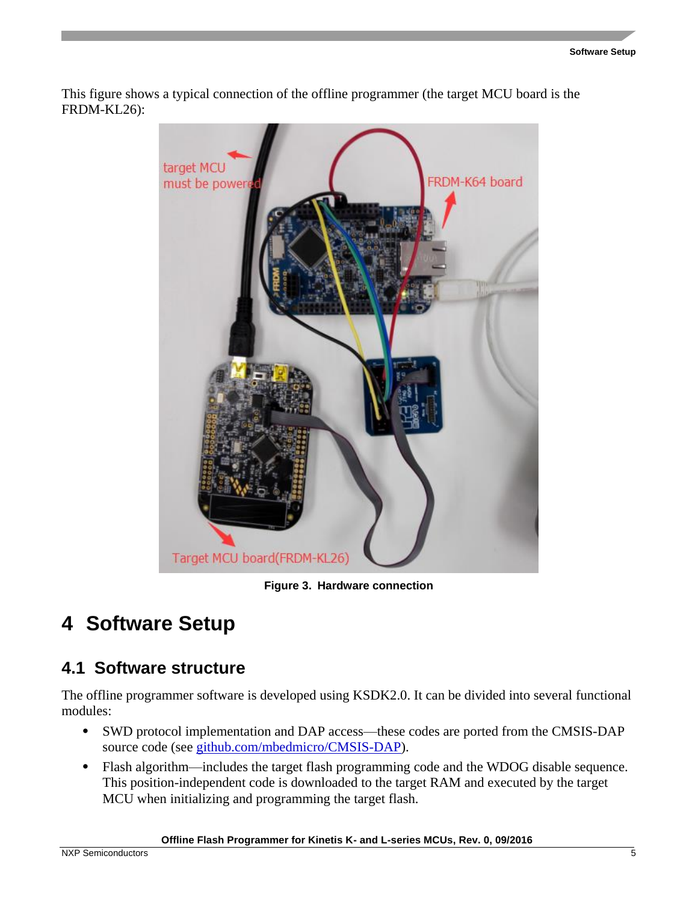This figure shows a typical connection of the offline programmer (the target MCU board is the FRDM-KL26):

Figure 3. Hardware connection

# 4 Software Setup

## 4.1 Software structure

The offline programmer software is developed using KSDK2.0. It can be divided into several functional modules:

- SWD protocol implementation and DAP access—these codes are ported from the CMSIS-DAP source code (see [github.com/mbedmicro/CMSIS-DAP](https://github.com/mbedmicro/CMSIS-DAP)).
- Flash algorithm—includes the target flash programming code and the WDOG disable sequence. This position-independent code is downloaded to the target RAM and executed by the target MCU when initializing and programming the target flash.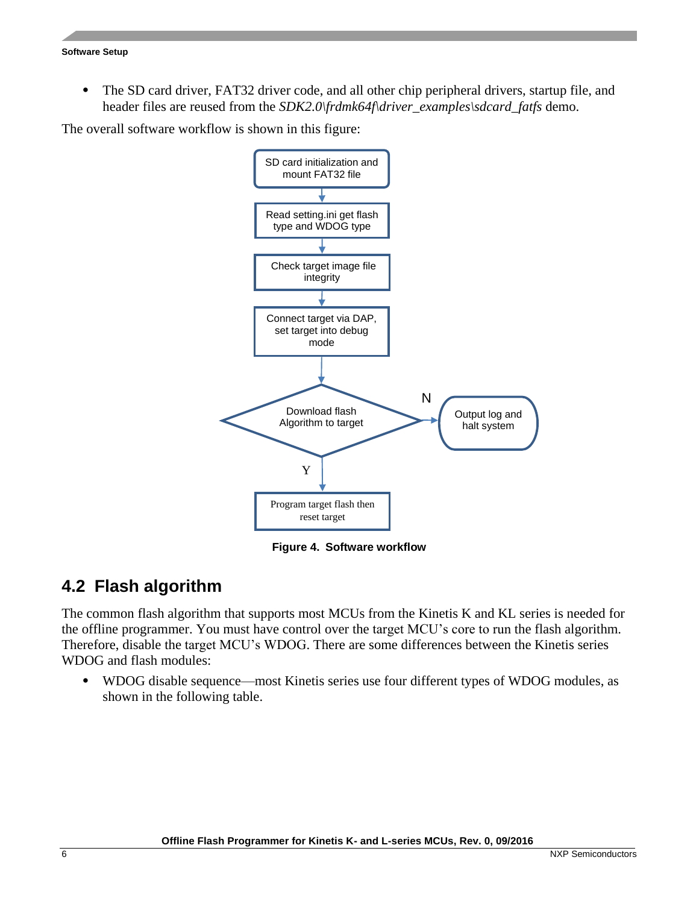- The SD card driver, FAT32 driver code, and all other chip peripheral drivers, startup file, and header files are reused from the *SDK2.0\frdmk64f\driver_examples\sdcard_fatfs* demo.

The overall software workflow is shown in this figure:

**Figure 4. Software workflow**

## 4.2 Flash algorithm

The common flash algorithm that supports most MCUs from the Kinetis K and KL series is needed for the offline programmer. You must have control over the target MCU's core to run the flash algorithm. Therefore, disable the target MCU's WDOG. There are some differences between the Kinetis series WDOG and flash modules:

- WDOG disable sequence—most Kinetis series use four different types of WDOG modules, as shown in the following table.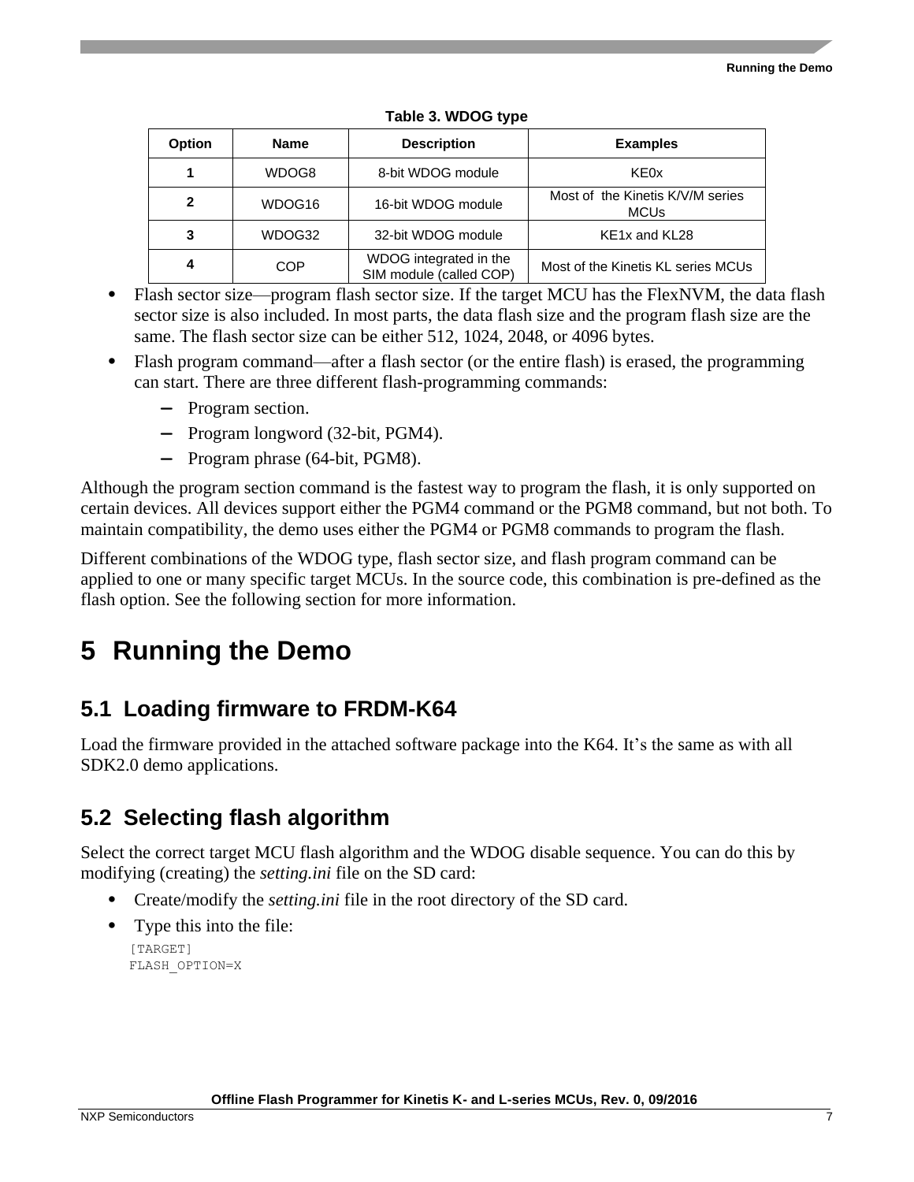**Table 3. WDOG type**

| Option | Name | Description | Examples |
|---|---|---|---|
| **1** | WDOG8 | 8-bit WDOG module | KE0x |
| **2** | WDOG16 | 16-bit WDOG module | Most of the Kinetis K/V/M series MCUs |
| **3** | WDOG32 | 32-bit WDOG module | KE1x and KL28 |
| **4** | COP | WDOG integrated in the SIM module (called COP) | Most of the Kinetis KL series MCUs |

- Flash sector size—program flash sector size. If the target MCU has the FlexNVM, the data flash sector size is also included. In most parts, the data flash size and the program flash size are the same. The flash sector size can be either 512, 1024, 2048, or 4096 bytes.
- Flash program command—after a flash sector (or the entire flash) is erased, the programming can start. There are three different flash-programming commands:
  - Program section.
  - Program longword (32-bit, PGM4).
  - Program phrase (64-bit, PGM8).

Although the program section command is the fastest way to program the flash, it is only supported on certain devices. All devices support either the PGM4 command or the PGM8 command, but not both. To maintain compatibility, the demo uses either the PGM4 or PGM8 commands to program the flash.

Different combinations of the WDOG type, flash sector size, and flash program command can be applied to one or many specific target MCUs. In the source code, this combination is pre-defined as the flash option. See the following section for more information.

# 5 Running the Demo

## 5.1 Loading firmware to FRDM-K64

Load the firmware provided in the attached software package into the K64. It's the same as with all SDK2.0 demo applications.

## 5.2 Selecting flash algorithm

Select the correct target MCU flash algorithm and the WDOG disable sequence. You can do this by modifying (creating) the *setting.ini* file on the SD card:

- Create/modify the *setting.ini* file in the root directory of the SD card.
- Type this into the file:

```
[TARGET]
FLASH_OPTION=X
```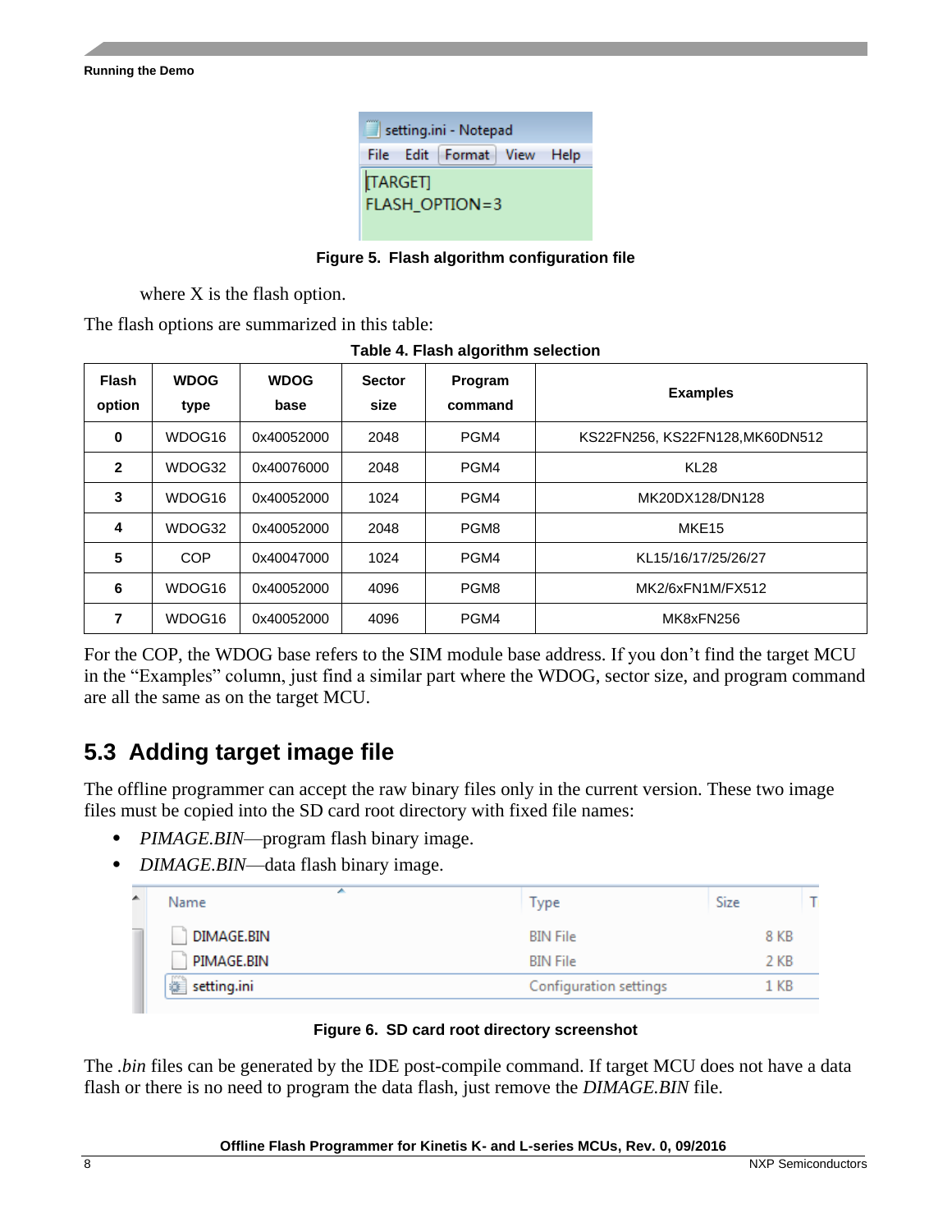```
[TARGET]
FLASH_OPTION=3
```

**Figure 5. Flash algorithm configuration file**

where X is the flash option.

The flash options are summarized in this table:

**Table 4. Flash algorithm selection**

| Flash option | WDOG type | WDOG base | Sector size | Program command | Examples |
|---|---|---|---|---|---|
| **0** | WDOG16 | 0x40052000 | 2048 | PGM4 | KS22FN256, KS22FN128,MK60DN512 |
| **2** | WDOG32 | 0x40076000 | 2048 | PGM4 | KL28 |
| **3** | WDOG16 | 0x40052000 | 1024 | PGM4 | MK20DX128/DN128 |
| **4** | WDOG32 | 0x40052000 | 2048 | PGM8 | MKE15 |
| **5** | COP | 0x40047000 | 1024 | PGM4 | KL15/16/17/25/26/27 |
| **6** | WDOG16 | 0x40052000 | 4096 | PGM8 | MK2/6xFN1M/FX512 |
| **7** | WDOG16 | 0x40052000 | 4096 | PGM4 | MK8xFN256 |

For the COP, the WDOG base refers to the SIM module base address. If you don't find the target MCU in the "Examples" column, just find a similar part where the WDOG, sector size, and program command are all the same as on the target MCU.

## 5.3 Adding target image file

The offline programmer can accept the raw binary files only in the current version. These two image files must be copied into the SD card root directory with fixed file names:

- *PIMAGE.BIN*—program flash binary image.
- *DIMAGE.BIN*—data flash binary image.

| Name | Type | Size |
|---|---|---|
| DIMAGE.BIN | BIN File | 8 KB |
| PIMAGE.BIN | BIN File | 2 KB |
| setting.ini | Configuration settings | 1 KB |

**Figure 6. SD card root directory screenshot**

The *.bin* files can be generated by the IDE post-compile command. If target MCU does not have a data flash or there is no need to program the data flash, just remove the *DIMAGE.BIN* file.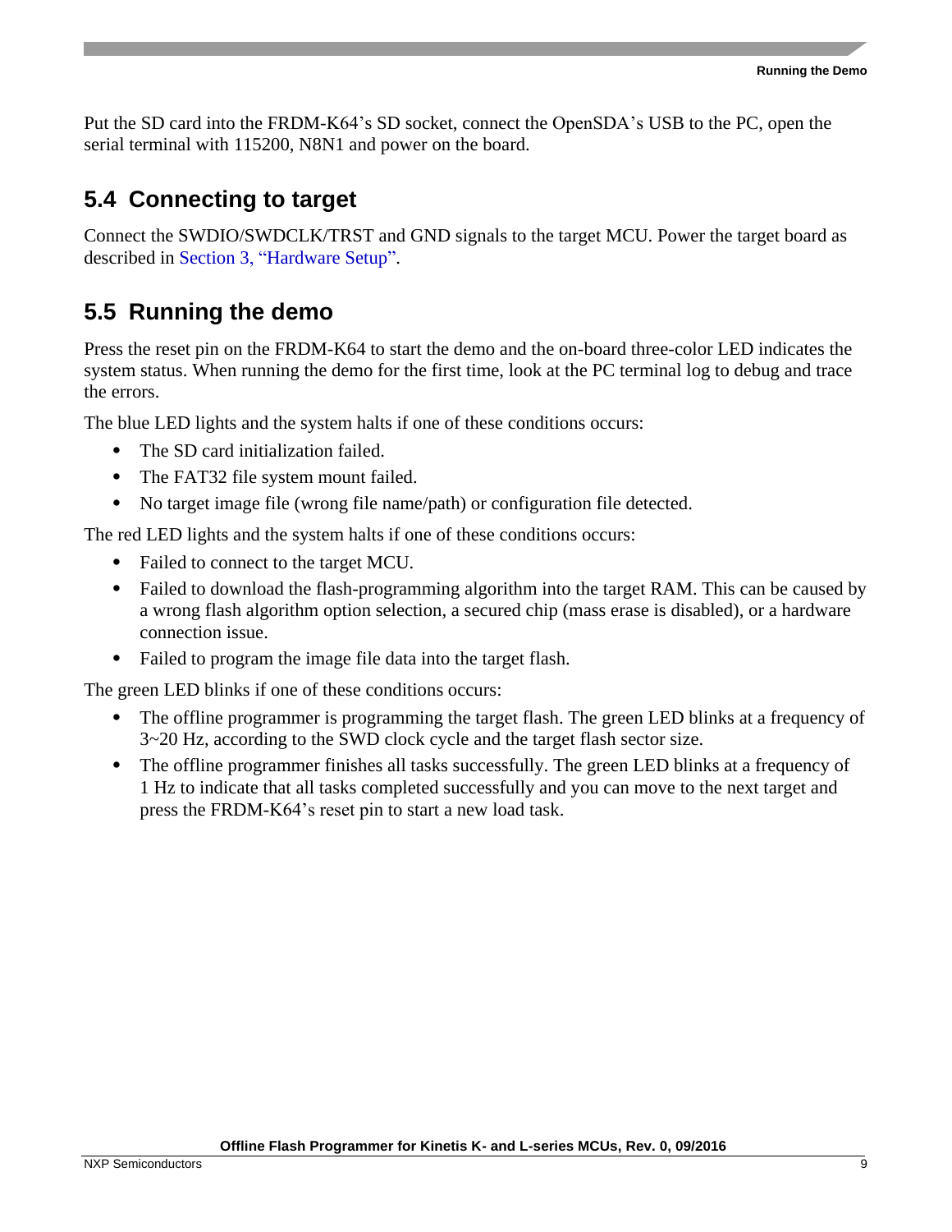Put the SD card into the FRDM-K64’s SD socket, connect the OpenSDA’s USB to the PC, open the serial terminal with 115200, N8N1 and power on the board.

## 5.4 Connecting to target

Connect the SWDIO/SWDCLK/TRST and GND signals to the target MCU. Power the target board as described in Section 3, “Hardware Setup”.

## 5.5 Running the demo

Press the reset pin on the FRDM-K64 to start the demo and the on-board three-color LED indicates the system status. When running the demo for the first time, look at the PC terminal log to debug and trace the errors.

The blue LED lights and the system halts if one of these conditions occurs:

- The SD card initialization failed.
- The FAT32 file system mount failed.
- No target image file (wrong file name/path) or configuration file detected.

The red LED lights and the system halts if one of these conditions occurs:

- Failed to connect to the target MCU.
- Failed to download the flash-programming algorithm into the target RAM. This can be caused by a wrong flash algorithm option selection, a secured chip (mass erase is disabled), or a hardware connection issue.
- Failed to program the image file data into the target flash.

The green LED blinks if one of these conditions occurs:

- The offline programmer is programming the target flash. The green LED blinks at a frequency of 3~20 Hz, according to the SWD clock cycle and the target flash sector size.
- The offline programmer finishes all tasks successfully. The green LED blinks at a frequency of 1 Hz to indicate that all tasks completed successfully and you can move to the next target and press the FRDM-K64’s reset pin to start a new load task.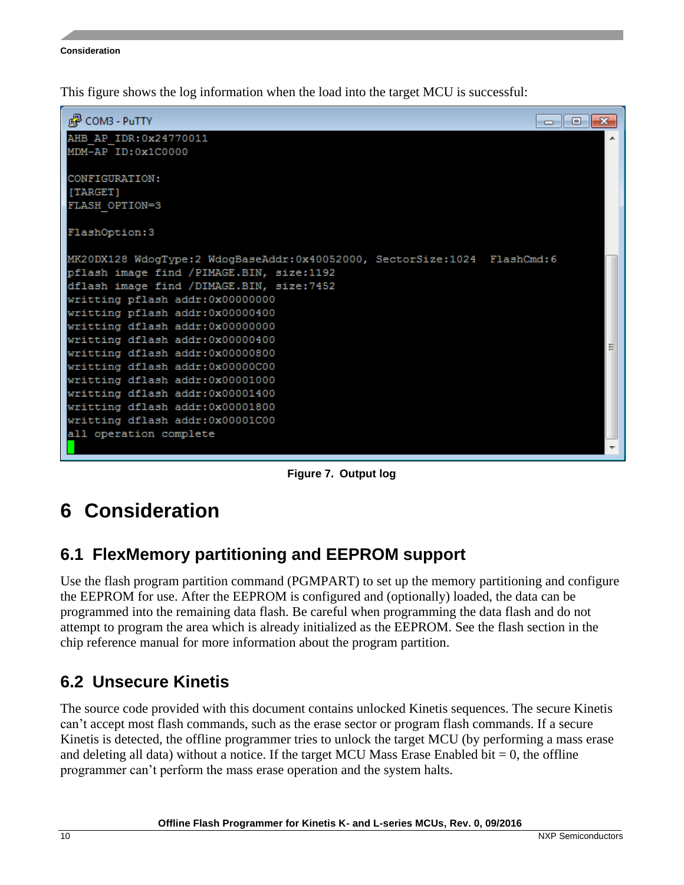This figure shows the log information when the load into the target MCU is successful:

```
AHB_AP_IDR:0x24770011
MDM-AP ID:0x1C0000

CONFIGURATION:
[TARGET]
FLASH_OPTION=3

FlashOption:3

MK20DX128 WdogType:2 WdogBaseAddr:0x40052000, SectorSize:1024  FlashCmd:6
pflash image find /PIMAGE.BIN, size:1192
dflash image find /DIMAGE.BIN, size:7452
writting pflash addr:0x00000000
writting pflash addr:0x00000400
writting dflash addr:0x00000000
writting dflash addr:0x00000400
writting dflash addr:0x00000800
writting dflash addr:0x00000C00
writting dflash addr:0x00001000
writting dflash addr:0x00001400
writting dflash addr:0x00001800
writting dflash addr:0x00001C00
all operation complete
```

**Figure 7. Output log**

# 6 Consideration

## 6.1 FlexMemory partitioning and EEPROM support

Use the flash program partition command (PGMPART) to set up the memory partitioning and configure the EEPROM for use. After the EEPROM is configured and (optionally) loaded, the data can be programmed into the remaining data flash. Be careful when programming the data flash and do not attempt to program the area which is already initialized as the EEPROM. See the flash section in the chip reference manual for more information about the program partition.

## 6.2 Unsecure Kinetis

The source code provided with this document contains unlocked Kinetis sequences. The secure Kinetis can't accept most flash commands, such as the erase sector or program flash commands. If a secure Kinetis is detected, the offline programmer tries to unlock the target MCU (by performing a mass erase and deleting all data) without a notice. If the target MCU Mass Erase Enabled bit = 0, the offline programmer can't perform the mass erase operation and the system halts.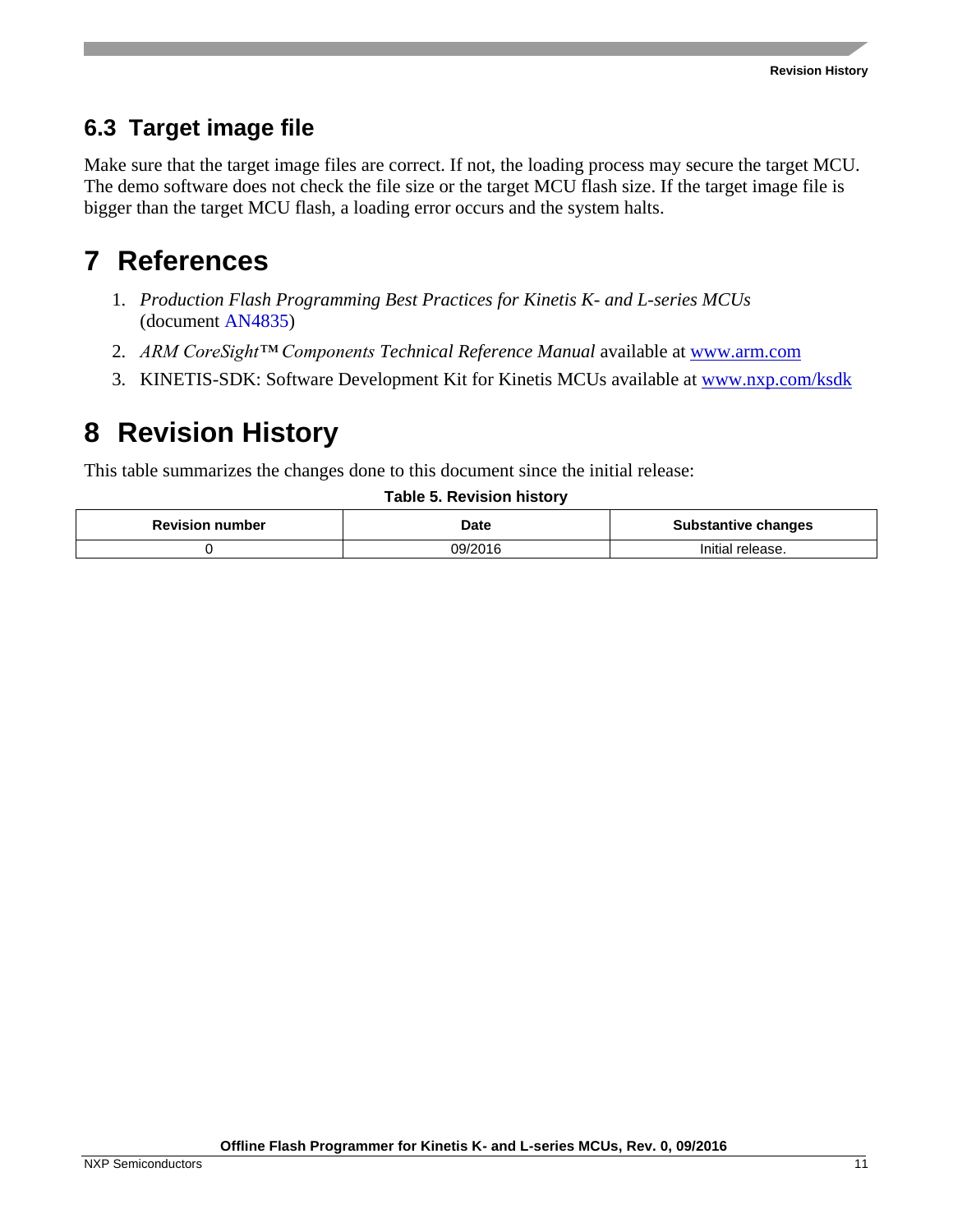### 6.3 Target image file

Make sure that the target image files are correct. If not, the loading process may secure the target MCU. The demo software does not check the file size or the target MCU flash size. If the target image file is bigger than the target MCU flash, a loading error occurs and the system halts.

## 7 References

1. *Production Flash Programming Best Practices for Kinetis K- and L-series MCUs* (document AN4835)
2. *ARM CoreSight™ Components Technical Reference Manual* available at www.arm.com
3. KINETIS-SDK: Software Development Kit for Kinetis MCUs available at www.nxp.com/ksdk

## 8 Revision History

This table summarizes the changes done to this document since the initial release:

**Table 5. Revision history**

| Revision number | Date | Substantive changes |
| --- | --- | --- |
| 0 | 09/2016 | Initial release. |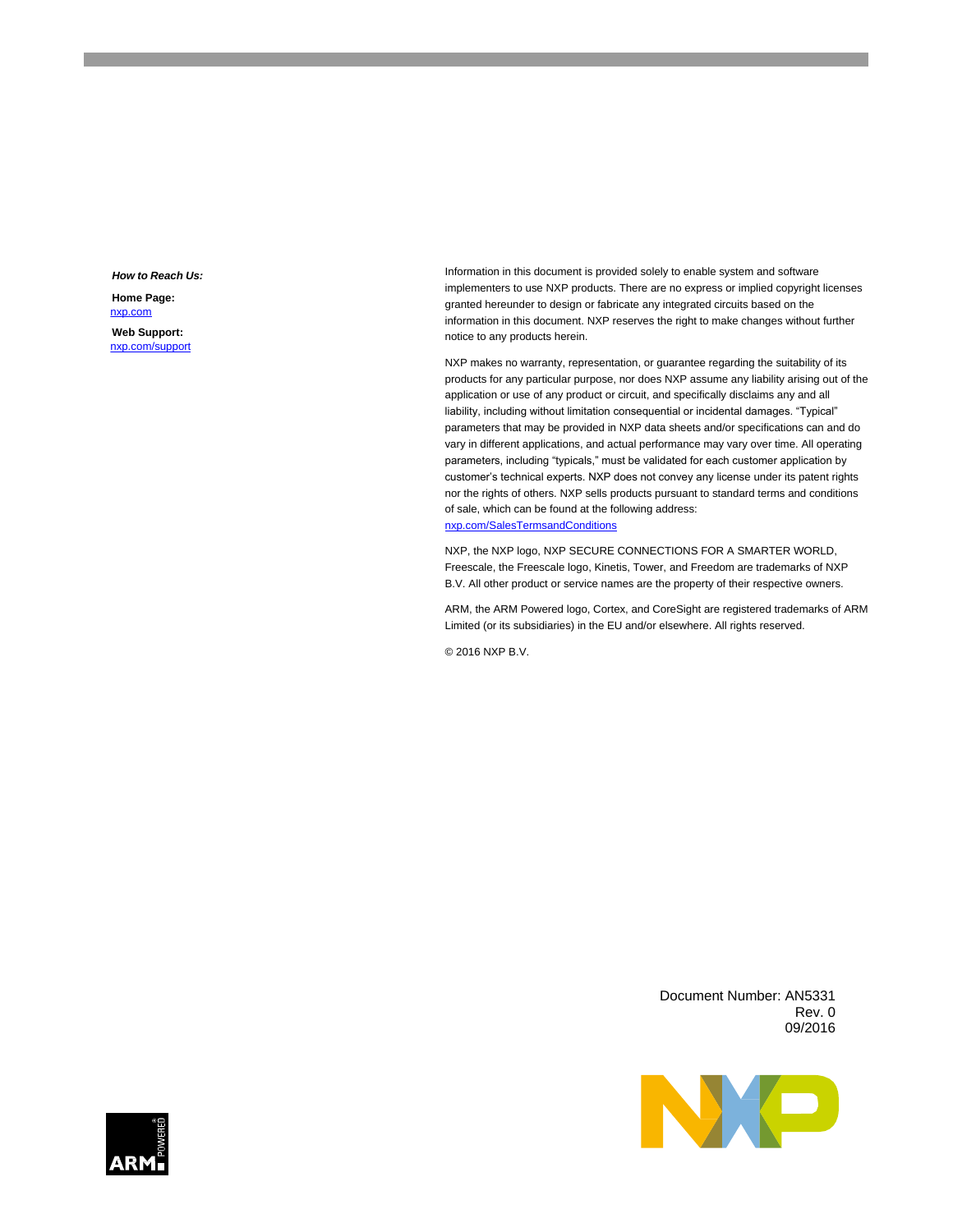***How to Reach Us:***

**Home Page:**
nxp.com

**Web Support:**
nxp.com/support

Information in this document is provided solely to enable system and software implementers to use NXP products. There are no express or implied copyright licenses granted hereunder to design or fabricate any integrated circuits based on the information in this document. NXP reserves the right to make changes without further notice to any products herein.

NXP makes no warranty, representation, or guarantee regarding the suitability of its products for any particular purpose, nor does NXP assume any liability arising out of the application or use of any product or circuit, and specifically disclaims any and all liability, including without limitation consequential or incidental damages. "Typical" parameters that may be provided in NXP data sheets and/or specifications can and do vary in different applications, and actual performance may vary over time. All operating parameters, including "typicals," must be validated for each customer application by customer's technical experts. NXP does not convey any license under its patent rights nor the rights of others. NXP sells products pursuant to standard terms and conditions of sale, which can be found at the following address: nxp.com/SalesTermsandConditions

NXP, the NXP logo, NXP SECURE CONNECTIONS FOR A SMARTER WORLD, Freescale, the Freescale logo, Kinetis, Tower, and Freedom are trademarks of NXP B.V. All other product or service names are the property of their respective owners.

ARM, the ARM Powered logo, Cortex, and CoreSight are registered trademarks of ARM Limited (or its subsidiaries) in the EU and/or elsewhere. All rights reserved.

© 2016 NXP B.V.

Document Number: AN5331
Rev. 0
09/2016